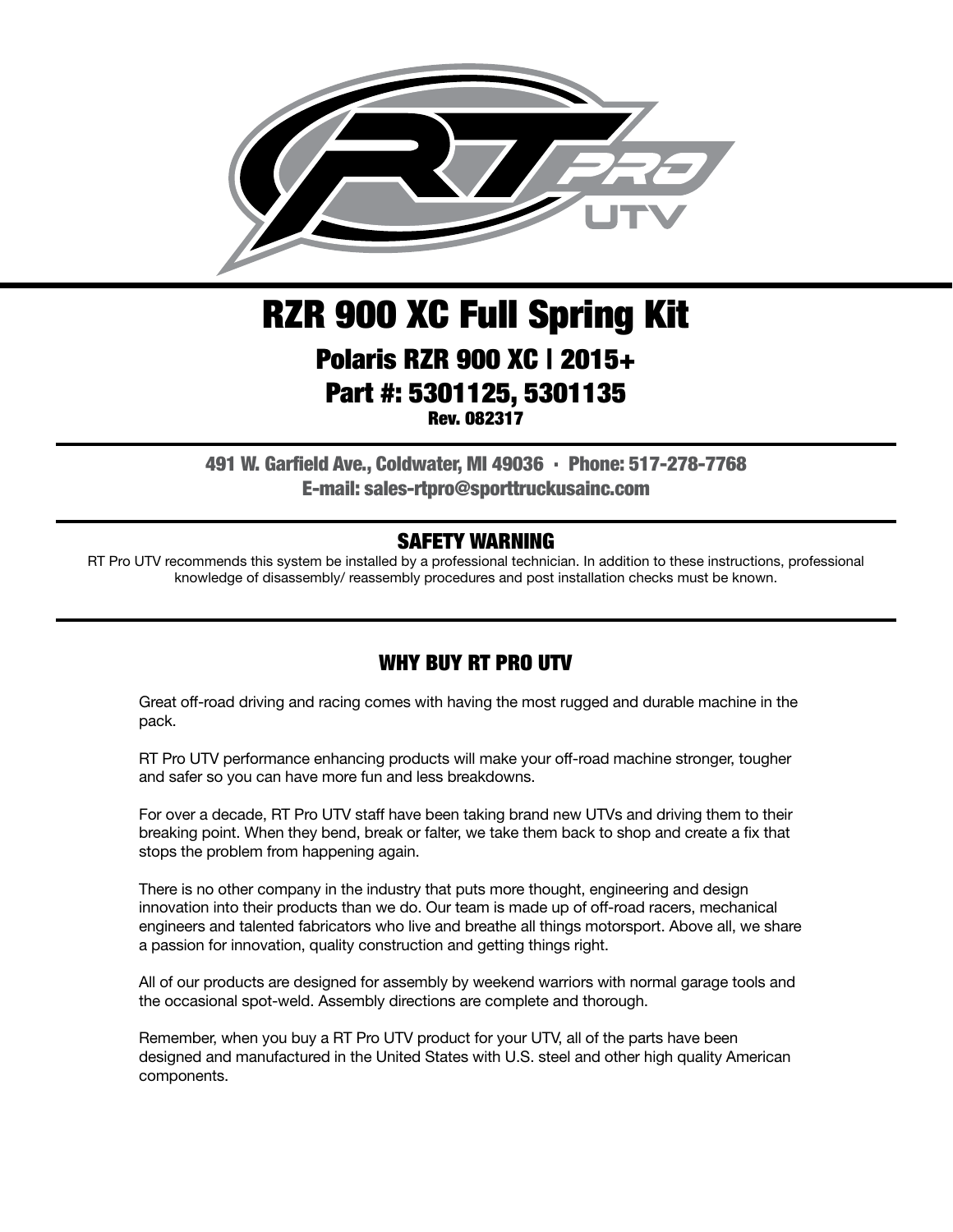# RZR 900 XC Full Spring Kit

## Polaris RZR 900 XC | 2015+

## Part #: 5301125, 5301135

**Rev. 082317**

**491 W. Garfield Ave., Coldwater, MI 49036 · Phone: 517-278-7768**
**E-mail: sales-rtpro@sporttruckusainc.com**

### SAFETY WARNING

RT Pro UTV recommends this system be installed by a professional technician. In addition to these instructions, professional knowledge of disassembly/ reassembly procedures and post installation checks must be known.

### WHY BUY RT PRO UTV

Great off-road driving and racing comes with having the most rugged and durable machine in the pack.

RT Pro UTV performance enhancing products will make your off-road machine stronger, tougher and safer so you can have more fun and less breakdowns.

For over a decade, RT Pro UTV staff have been taking brand new UTVs and driving them to their breaking point. When they bend, break or falter, we take them back to shop and create a fix that stops the problem from happening again.

There is no other company in the industry that puts more thought, engineering and design innovation into their products than we do. Our team is made up of off-road racers, mechanical engineers and talented fabricators who live and breathe all things motorsport. Above all, we share a passion for innovation, quality construction and getting things right.

All of our products are designed for assembly by weekend warriors with normal garage tools and the occasional spot-weld. Assembly directions are complete and thorough.

Remember, when you buy a RT Pro UTV product for your UTV, all of the parts have been designed and manufactured in the United States with U.S. steel and other high quality American components.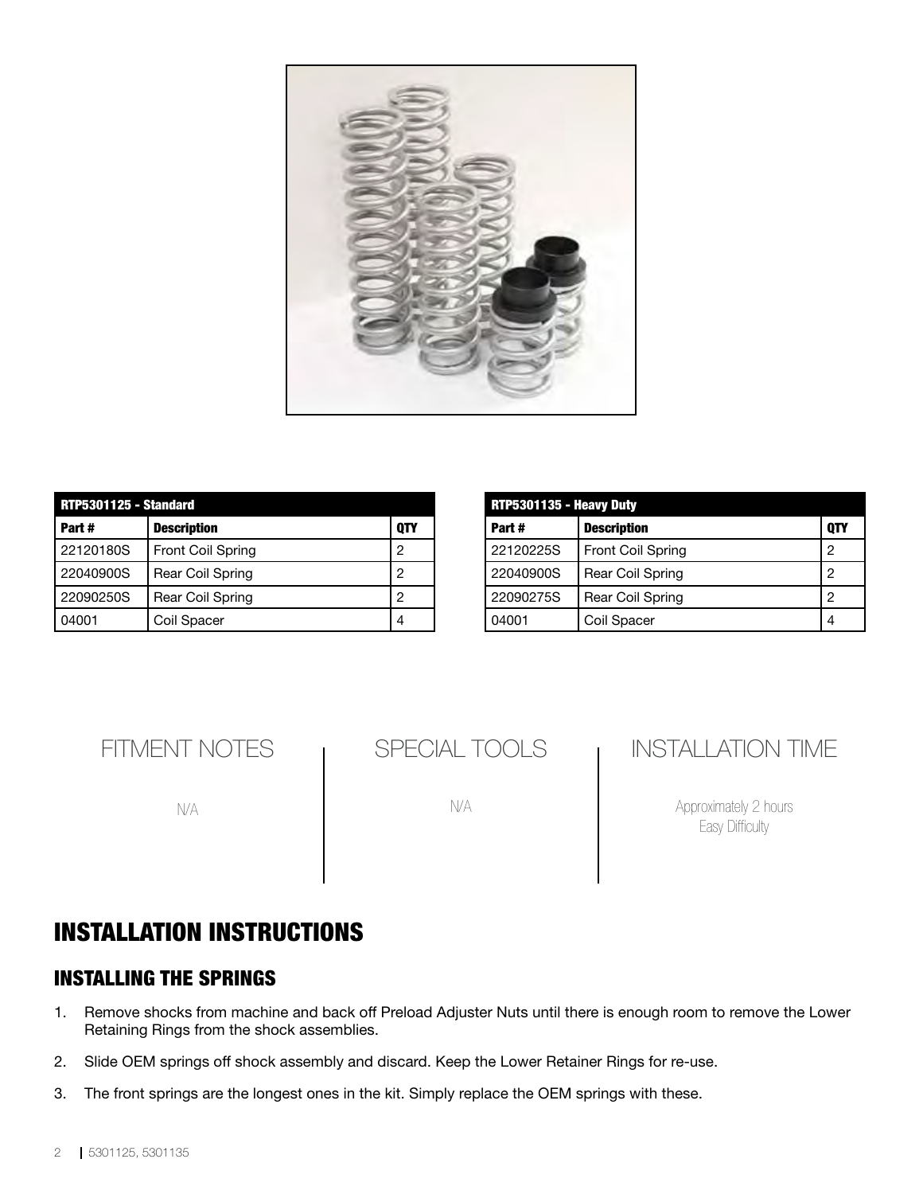| RTP5301125 - Standard | | |
|---|---|---|
| **Part #** | **Description** | **QTY** |
| 22120180S | Front Coil Spring | 2 |
| 22040900S | Rear Coil Spring | 2 |
| 22090250S | Rear Coil Spring | 2 |
| 04001 | Coil Spacer | 4 |

| RTP5301135 - Heavy Duty | | |
|---|---|---|
| **Part #** | **Description** | **QTY** |
| 22120225S | Front Coil Spring | 2 |
| 22040900S | Rear Coil Spring | 2 |
| 22090275S | Rear Coil Spring | 2 |
| 04001 | Coil Spacer | 4 |

## FITMENT NOTES

N/A

## SPECIAL TOOLS

N/A

## INSTALLATION TIME

Approximately 2 hours
Easy Difficulty

# INSTALLATION INSTRUCTIONS

## INSTALLING THE SPRINGS

1. Remove shocks from machine and back off Preload Adjuster Nuts until there is enough room to remove the Lower Retaining Rings from the shock assemblies.
2. Slide OEM springs off shock assembly and discard. Keep the Lower Retainer Rings for re-use.
3. The front springs are the longest ones in the kit. Simply replace the OEM springs with these.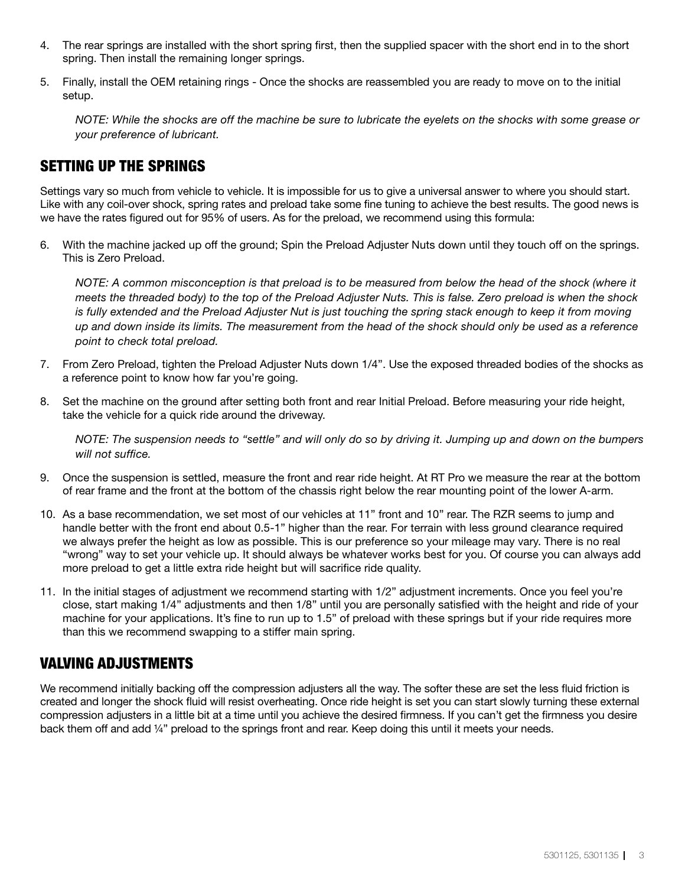4. The rear springs are installed with the short spring first, then the supplied spacer with the short end in to the short spring. Then install the remaining longer springs.

5. Finally, install the OEM retaining rings - Once the shocks are reassembled you are ready to move on to the initial setup.

   *NOTE: While the shocks are off the machine be sure to lubricate the eyelets on the shocks with some grease or your preference of lubricant.*

## SETTING UP THE SPRINGS

Settings vary so much from vehicle to vehicle. It is impossible for us to give a universal answer to where you should start. Like with any coil-over shock, spring rates and preload take some fine tuning to achieve the best results. The good news is we have the rates figured out for 95% of users. As for the preload, we recommend using this formula:

6. With the machine jacked up off the ground; Spin the Preload Adjuster Nuts down until they touch off on the springs. This is Zero Preload.

   *NOTE: A common misconception is that preload is to be measured from below the head of the shock (where it meets the threaded body) to the top of the Preload Adjuster Nuts. This is false. Zero preload is when the shock is fully extended and the Preload Adjuster Nut is just touching the spring stack enough to keep it from moving up and down inside its limits. The measurement from the head of the shock should only be used as a reference point to check total preload.*

7. From Zero Preload, tighten the Preload Adjuster Nuts down 1/4". Use the exposed threaded bodies of the shocks as a reference point to know how far you're going.

8. Set the machine on the ground after setting both front and rear Initial Preload. Before measuring your ride height, take the vehicle for a quick ride around the driveway.

   *NOTE: The suspension needs to "settle" and will only do so by driving it. Jumping up and down on the bumpers will not suffice.*

9. Once the suspension is settled, measure the front and rear ride height. At RT Pro we measure the rear at the bottom of rear frame and the front at the bottom of the chassis right below the rear mounting point of the lower A-arm.

10. As a base recommendation, we set most of our vehicles at 11" front and 10" rear. The RZR seems to jump and handle better with the front end about 0.5-1" higher than the rear. For terrain with less ground clearance required we always prefer the height as low as possible. This is our preference so your mileage may vary. There is no real "wrong" way to set your vehicle up. It should always be whatever works best for you. Of course you can always add more preload to get a little extra ride height but will sacrifice ride quality.

11. In the initial stages of adjustment we recommend starting with 1/2" adjustment increments. Once you feel you're close, start making 1/4" adjustments and then 1/8" until you are personally satisfied with the height and ride of your machine for your applications. It's fine to run up to 1.5" of preload with these springs but if your ride requires more than this we recommend swapping to a stiffer main spring.

## VALVING ADJUSTMENTS

We recommend initially backing off the compression adjusters all the way. The softer these are set the less fluid friction is created and longer the shock fluid will resist overheating. Once ride height is set you can start slowly turning these external compression adjusters in a little bit at a time until you achieve the desired firmness. If you can't get the firmness you desire back them off and add ¼" preload to the springs front and rear. Keep doing this until it meets your needs.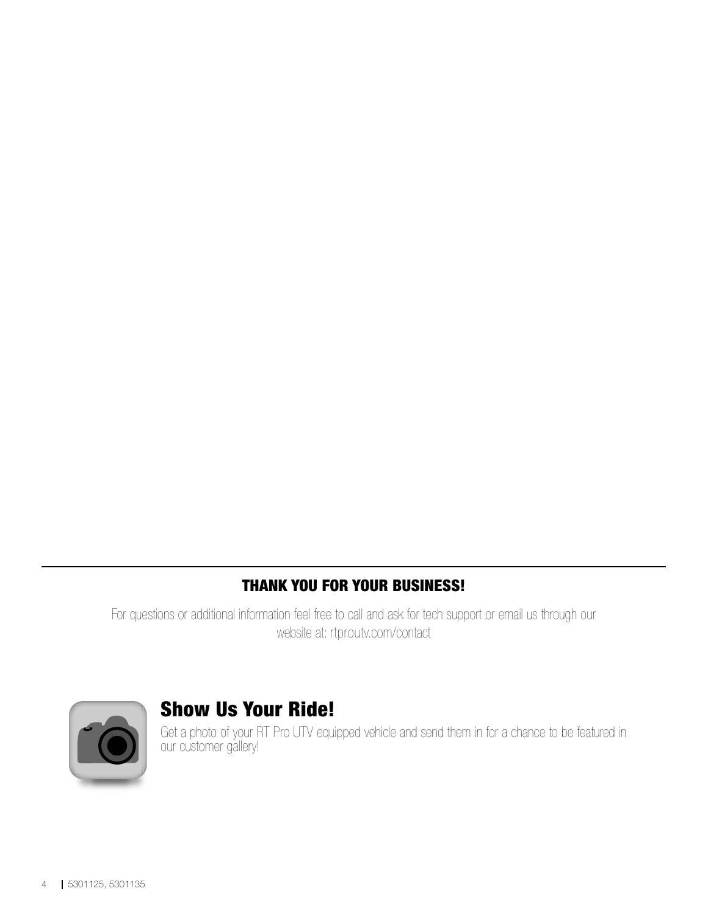## THANK YOU FOR YOUR BUSINESS!

For questions or additional information feel free to call and ask for tech support or email us through our website at: rtproutv.com/contact

## Show Us Your Ride!

Get a photo of your RT Pro UTV equipped vehicle and send them in for a chance to be featured in our customer gallery!